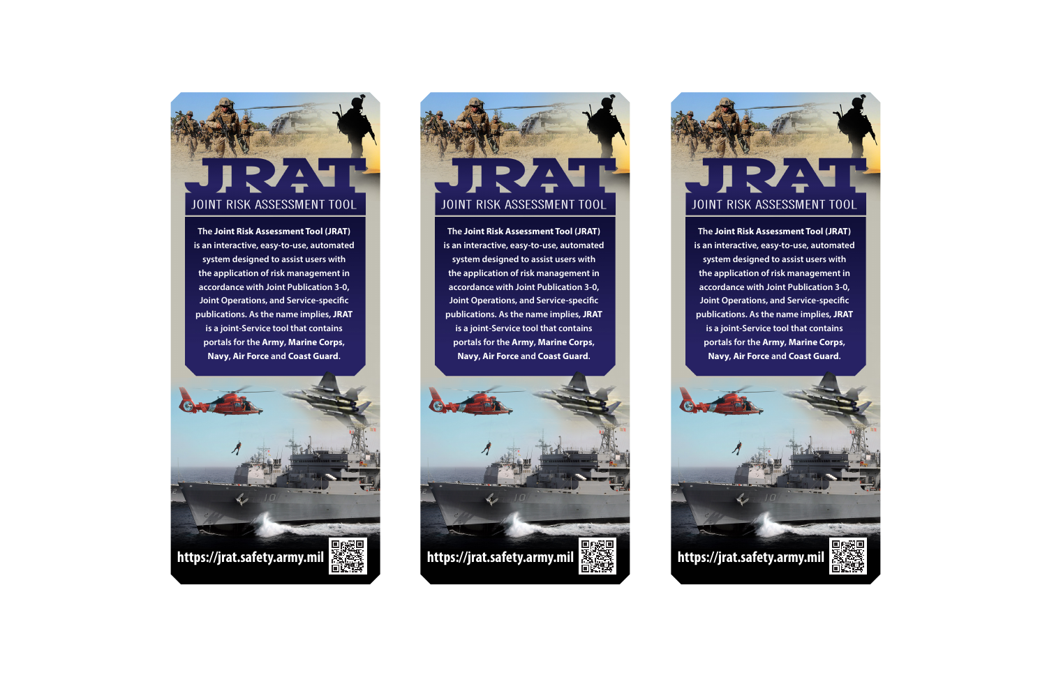# JRAT

## JOINT RISK ASSESSMENT TOOL

The **Joint Risk Assessment Tool (JRAT)** is an interactive, easy-to-use, automated system designed to assist users with the application of risk management in accordance with Joint Publication 3-0, Joint Operations, and Service-specific publications. As the name implies, **JRAT** is a joint-Service tool that contains portals for the **Army**, **Marine Corps**, **Navy**, **Air Force** and **Coast Guard**.

**https://jrat.safety.army.mil**

# JRAT

## JOINT RISK ASSESSMENT TOOL

The **Joint Risk Assessment Tool (JRAT)** is an interactive, easy-to-use, automated system designed to assist users with the application of risk management in accordance with Joint Publication 3-0, Joint Operations, and Service-specific publications. As the name implies, **JRAT** is a joint-Service tool that contains portals for the **Army**, **Marine Corps**, **Navy**, **Air Force** and **Coast Guard**.

**https://jrat.safety.army.mil**

# JRAT

## JOINT RISK ASSESSMENT TOOL

The **Joint Risk Assessment Tool (JRAT)** is an interactive, easy-to-use, automated system designed to assist users with the application of risk management in accordance with Joint Publication 3-0, Joint Operations, and Service-specific publications. As the name implies, **JRAT** is a joint-Service tool that contains portals for the **Army**, **Marine Corps**, **Navy**, **Air Force** and **Coast Guard**.

**https://jrat.safety.army.mil**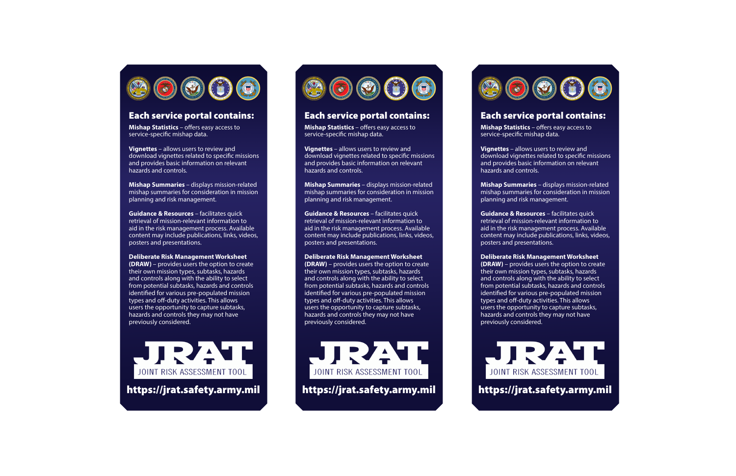## Each service portal contains:

**Mishap Statistics** – offers easy access to service-specific mishap data.

**Vignettes** – allows users to review and download vignettes related to specific missions and provides basic information on relevant hazards and controls.

**Mishap Summaries** – displays mission-related mishap summaries for consideration in mission planning and risk management.

**Guidance & Resources** – facilitates quick retrieval of mission-relevant information to aid in the risk management process. Available content may include publications, links, videos, posters and presentations.

**Deliberate Risk Management Worksheet (DRAW)** – provides users the option to create their own mission types, subtasks, hazards and controls along with the ability to select from potential subtasks, hazards and controls identified for various pre-populated mission types and off-duty activities. This allows users the opportunity to capture subtasks, hazards and controls they may not have previously considered.

**JRAT**

JOINT RISK ASSESSMENT TOOL

**https://jrat.safety.army.mil**

## Each service portal contains:

**Mishap Statistics** – offers easy access to service-specific mishap data.

**Vignettes** – allows users to review and download vignettes related to specific missions and provides basic information on relevant hazards and controls.

**Mishap Summaries** – displays mission-related mishap summaries for consideration in mission planning and risk management.

**Guidance & Resources** – facilitates quick retrieval of mission-relevant information to aid in the risk management process. Available content may include publications, links, videos, posters and presentations.

**Deliberate Risk Management Worksheet (DRAW)** – provides users the option to create their own mission types, subtasks, hazards and controls along with the ability to select from potential subtasks, hazards and controls identified for various pre-populated mission types and off-duty activities. This allows users the opportunity to capture subtasks, hazards and controls they may not have previously considered.

**JRAT**

JOINT RISK ASSESSMENT TOOL

**https://jrat.safety.army.mil**

## Each service portal contains:

**Mishap Statistics** – offers easy access to service-specific mishap data.

**Vignettes** – allows users to review and download vignettes related to specific missions and provides basic information on relevant hazards and controls.

**Mishap Summaries** – displays mission-related mishap summaries for consideration in mission planning and risk management.

**Guidance & Resources** – facilitates quick retrieval of mission-relevant information to aid in the risk management process. Available content may include publications, links, videos, posters and presentations.

**Deliberate Risk Management Worksheet (DRAW)** – provides users the option to create their own mission types, subtasks, hazards and controls along with the ability to select from potential subtasks, hazards and controls identified for various pre-populated mission types and off-duty activities. This allows users the opportunity to capture subtasks, hazards and controls they may not have previously considered.

**JRAT**

JOINT RISK ASSESSMENT TOOL

**https://jrat.safety.army.mil**